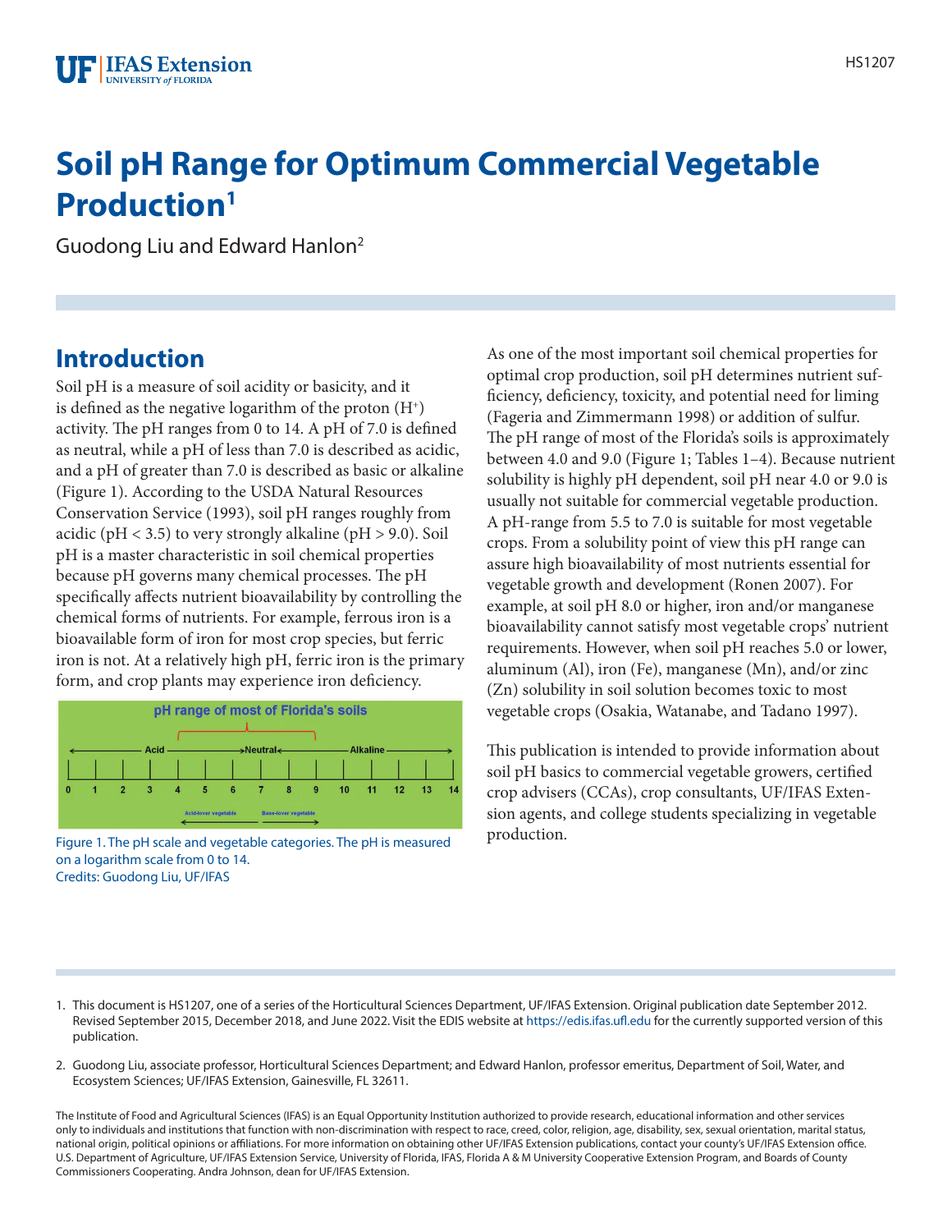# Soil pH Range for Optimum Commercial Vegetable Production[1]

Guodong Liu and Edward Hanlon[2]

## Introduction

Soil pH is a measure of soil acidity or basicity, and it is defined as the negative logarithm of the proton ($H^+$) activity. The pH ranges from 0 to 14. A pH of 7.0 is defined as neutral, while a pH of less than 7.0 is described as acidic, and a pH of greater than 7.0 is described as basic or alkaline (Figure 1). According to the USDA Natural Resources Conservation Service (1993), soil pH ranges roughly from acidic (pH < 3.5) to very strongly alkaline (pH > 9.0). Soil pH is a master characteristic in soil chemical properties because pH governs many chemical processes. The pH specifically affects nutrient bioavailability by controlling the chemical forms of nutrients. For example, ferrous iron is a bioavailable form of iron for most crop species, but ferric iron is not. At a relatively high pH, ferric iron is the primary form, and crop plants may experience iron deficiency.

Figure 1. The pH scale and vegetable categories. The pH is measured on a logarithm scale from 0 to 14.
Credits: Guodong Liu, UF/IFAS

As one of the most important soil chemical properties for optimal crop production, soil pH determines nutrient sufficiency, deficiency, toxicity, and potential need for liming (Fageria and Zimmermann 1998) or addition of sulfur. The pH range of most of the Florida's soils is approximately between 4.0 and 9.0 (Figure 1; Tables 1–4). Because nutrient solubility is highly pH dependent, soil pH near 4.0 or 9.0 is usually not suitable for commercial vegetable production. A pH-range from 5.5 to 7.0 is suitable for most vegetable crops. From a solubility point of view this pH range can assure high bioavailability of most nutrients essential for vegetable growth and development (Ronen 2007). For example, at soil pH 8.0 or higher, iron and/or manganese bioavailability cannot satisfy most vegetable crops' nutrient requirements. However, when soil pH reaches 5.0 or lower, aluminum (Al), iron (Fe), manganese (Mn), and/or zinc (Zn) solubility in soil solution becomes toxic to most vegetable crops (Osakia, Watanabe, and Tadano 1997).

This publication is intended to provide information about soil pH basics to commercial vegetable growers, certified crop advisers (CCAs), crop consultants, UF/IFAS Extension agents, and college students specializing in vegetable production.

1. This document is HS1207, one of a series of the Horticultural Sciences Department, UF/IFAS Extension. Original publication date September 2012. Revised September 2015, December 2018, and June 2022. Visit the EDIS website at https://edis.ifas.ufl.edu for the currently supported version of this publication.

2. Guodong Liu, associate professor, Horticultural Sciences Department; and Edward Hanlon, professor emeritus, Department of Soil, Water, and Ecosystem Sciences; UF/IFAS Extension, Gainesville, FL 32611.

The Institute of Food and Agricultural Sciences (IFAS) is an Equal Opportunity Institution authorized to provide research, educational information and other services only to individuals and institutions that function with non-discrimination with respect to race, creed, color, religion, age, disability, sex, sexual orientation, marital status, national origin, political opinions or affiliations. For more information on obtaining other UF/IFAS Extension publications, contact your county's UF/IFAS Extension office. U.S. Department of Agriculture, UF/IFAS Extension Service, University of Florida, IFAS, Florida A & M University Cooperative Extension Program, and Boards of County Commissioners Cooperating. Andra Johnson, dean for UF/IFAS Extension.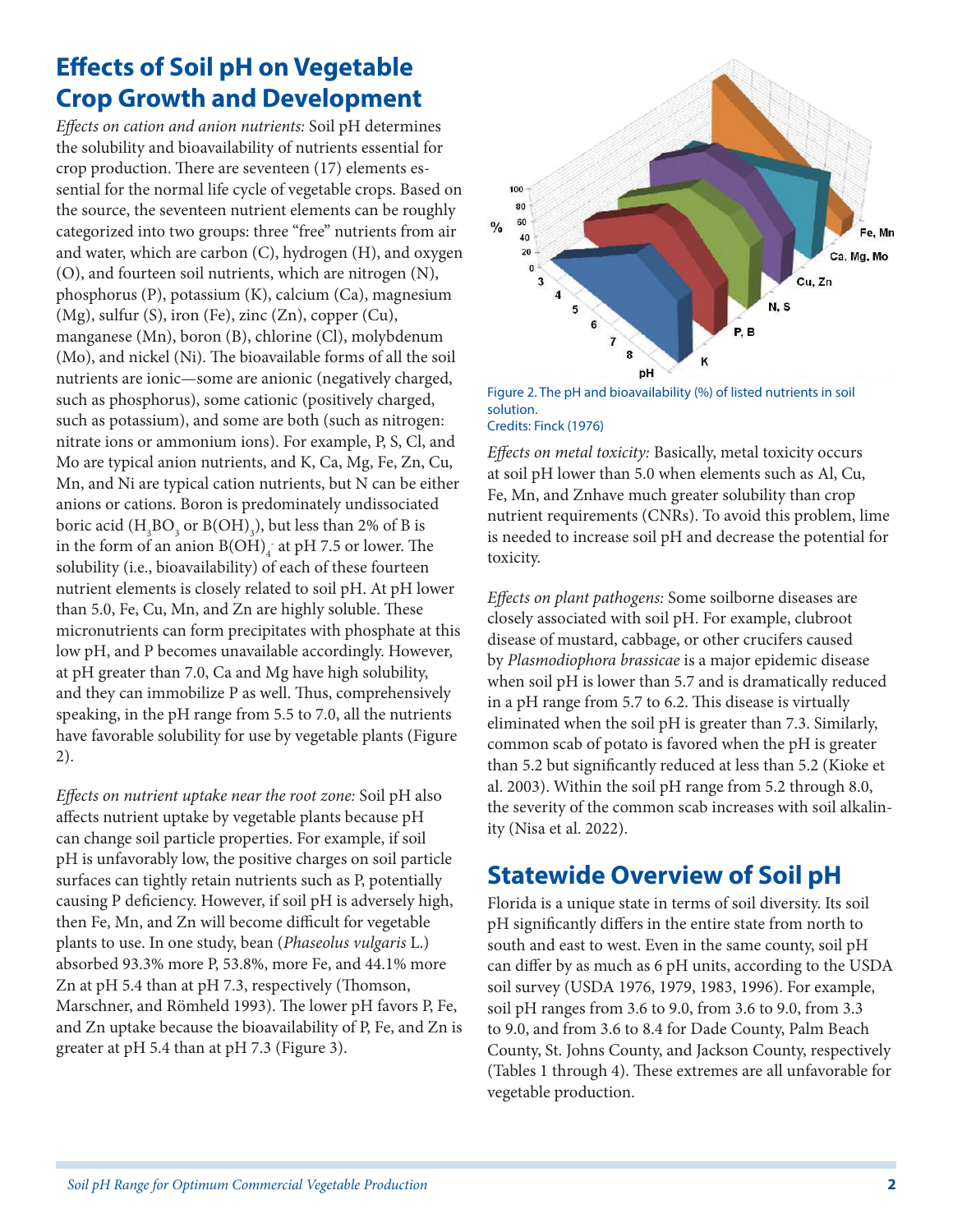## Effects of Soil pH on Vegetable Crop Growth and Development

*Effects on cation and anion nutrients:* Soil pH determines the solubility and bioavailability of nutrients essential for crop production. There are seventeen (17) elements essential for the normal life cycle of vegetable crops. Based on the source, the seventeen nutrient elements can be roughly categorized into two groups: three "free" nutrients from air and water, which are carbon (C), hydrogen (H), and oxygen (O), and fourteen soil nutrients, which are nitrogen (N), phosphorus (P), potassium (K), calcium (Ca), magnesium (Mg), sulfur (S), iron (Fe), zinc (Zn), copper (Cu), manganese (Mn), boron (B), chlorine (Cl), molybdenum (Mo), and nickel (Ni). The bioavailable forms of all the soil nutrients are ionic—some are anionic (negatively charged, such as phosphorus), some cationic (positively charged, such as potassium), and some are both (such as nitrogen: nitrate ions or ammonium ions). For example, P, S, Cl, and Mo are typical anion nutrients, and K, Ca, Mg, Fe, Zn, Cu, Mn, and Ni are typical cation nutrients, but N can be either anions or cations. Boron is predominately undissociated boric acid ($H_3BO_3$ or $B(OH)_3$), but less than 2% of B is in the form of an anion $B(OH)_4^-$ at pH 7.5 or lower. The solubility (i.e., bioavailability) of each of these fourteen nutrient elements is closely related to soil pH. At pH lower than 5.0, Fe, Cu, Mn, and Zn are highly soluble. These micronutrients can form precipitates with phosphate at this low pH, and P becomes unavailable accordingly. However, at pH greater than 7.0, Ca and Mg have high solubility, and they can immobilize P as well. Thus, comprehensively speaking, in the pH range from 5.5 to 7.0, all the nutrients have favorable solubility for use by vegetable plants (Figure 2).

*Effects on nutrient uptake near the root zone:* Soil pH also affects nutrient uptake by vegetable plants because pH can change soil particle properties. For example, if soil pH is unfavorably low, the positive charges on soil particle surfaces can tightly retain nutrients such as P, potentially causing P deficiency. However, if soil pH is adversely high, then Fe, Mn, and Zn will become difficult for vegetable plants to use. In one study, bean (*Phaseolus vulgaris* L.) absorbed 93.3% more P, 53.8%, more Fe, and 44.1% more Zn at pH 5.4 than at pH 7.3, respectively (Thomson, Marschner, and Römheld 1993). The lower pH favors P, Fe, and Zn uptake because the bioavailability of P, Fe, and Zn is greater at pH 5.4 than at pH 7.3 (Figure 3).

Figure 2. The pH and bioavailability (%) of listed nutrients in soil solution.
Credits: Finck (1976)

*Effects on metal toxicity:* Basically, metal toxicity occurs at soil pH lower than 5.0 when elements such as Al, Cu, Fe, Mn, and Znhave much greater solubility than crop nutrient requirements (CNRs). To avoid this problem, lime is needed to increase soil pH and decrease the potential for toxicity.

*Effects on plant pathogens:* Some soilborne diseases are closely associated with soil pH. For example, clubroot disease of mustard, cabbage, or other crucifers caused by *Plasmodiophora brassicae* is a major epidemic disease when soil pH is lower than 5.7 and is dramatically reduced in a pH range from 5.7 to 6.2. This disease is virtually eliminated when the soil pH is greater than 7.3. Similarly, common scab of potato is favored when the pH is greater than 5.2 but significantly reduced at less than 5.2 (Kioke et al. 2003). Within the soil pH range from 5.2 through 8.0, the severity of the common scab increases with soil alkalinity (Nisa et al. 2022).

## Statewide Overview of Soil pH

Florida is a unique state in terms of soil diversity. Its soil pH significantly differs in the entire state from north to south and east to west. Even in the same county, soil pH can differ by as much as 6 pH units, according to the USDA soil survey (USDA 1976, 1979, 1983, 1996). For example, soil pH ranges from 3.6 to 9.0, from 3.6 to 9.0, from 3.3 to 9.0, and from 3.6 to 8.4 for Dade County, Palm Beach County, St. Johns County, and Jackson County, respectively (Tables 1 through 4). These extremes are all unfavorable for vegetable production.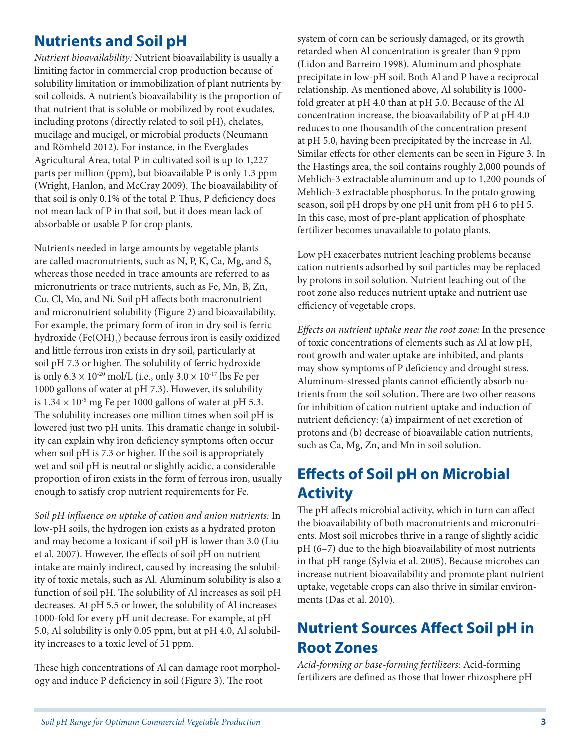## Nutrients and Soil pH

*Nutrient bioavailability:* Nutrient bioavailability is usually a limiting factor in commercial crop production because of solubility limitation or immobilization of plant nutrients by soil colloids. A nutrient's bioavailability is the proportion of that nutrient that is soluble or mobilized by root exudates, including protons (directly related to soil pH), chelates, mucilage and mucigel, or microbial products (Neumann and Römheld 2012). For instance, in the Everglades Agricultural Area, total P in cultivated soil is up to 1,227 parts per million (ppm), but bioavailable P is only 1.3 ppm (Wright, Hanlon, and McCray 2009). The bioavailability of that soil is only 0.1% of the total P. Thus, P deficiency does not mean lack of P in that soil, but it does mean lack of absorbable or usable P for crop plants.

Nutrients needed in large amounts by vegetable plants are called macronutrients, such as N, P, K, Ca, Mg, and S, whereas those needed in trace amounts are referred to as micronutrients or trace nutrients, such as Fe, Mn, B, Zn, Cu, Cl, Mo, and Ni. Soil pH affects both macronutrient and micronutrient solubility (Figure 2) and bioavailability. For example, the primary form of iron in dry soil is ferric hydroxide ($Fe(OH)_3$) because ferrous iron is easily oxidized and little ferrous iron exists in dry soil, particularly at soil pH 7.3 or higher. The solubility of ferric hydroxide is only $6.3 \times 10^{-20}$ mol/L (i.e., only $3.0 \times 10^{-17}$ lbs Fe per 1000 gallons of water at pH 7.3). However, its solubility is $1.34 \times 10^{-5}$ mg Fe per 1000 gallons of water at pH 5.3. The solubility increases one million times when soil pH is lowered just two pH units. This dramatic change in solubility can explain why iron deficiency symptoms often occur when soil pH is 7.3 or higher. If the soil is appropriately wet and soil pH is neutral or slightly acidic, a considerable proportion of iron exists in the form of ferrous iron, usually enough to satisfy crop nutrient requirements for Fe.

*Soil pH influence on uptake of cation and anion nutrients:* In low-pH soils, the hydrogen ion exists as a hydrated proton and may become a toxicant if soil pH is lower than 3.0 (Liu et al. 2007). However, the effects of soil pH on nutrient intake are mainly indirect, caused by increasing the solubility of toxic metals, such as Al. Aluminum solubility is also a function of soil pH. The solubility of Al increases as soil pH decreases. At pH 5.5 or lower, the solubility of Al increases 1000-fold for every pH unit decrease. For example, at pH 5.0, Al solubility is only 0.05 ppm, but at pH 4.0, Al solubility increases to a toxic level of 51 ppm.

These high concentrations of Al can damage root morphology and induce P deficiency in soil (Figure 3). The root system of corn can be seriously damaged, or its growth retarded when Al concentration is greater than 9 ppm (Lidon and Barreiro 1998). Aluminum and phosphate precipitate in low-pH soil. Both Al and P have a reciprocal relationship. As mentioned above, Al solubility is 1000-fold greater at pH 4.0 than at pH 5.0. Because of the Al concentration increase, the bioavailability of P at pH 4.0 reduces to one thousandth of the concentration present at pH 5.0, having been precipitated by the increase in Al. Similar effects for other elements can be seen in Figure 3. In the Hastings area, the soil contains roughly 2,000 pounds of Mehlich-3 extractable aluminum and up to 1,200 pounds of Mehlich-3 extractable phosphorus. In the potato growing season, soil pH drops by one pH unit from pH 6 to pH 5. In this case, most of pre-plant application of phosphate fertilizer becomes unavailable to potato plants.

Low pH exacerbates nutrient leaching problems because cation nutrients adsorbed by soil particles may be replaced by protons in soil solution. Nutrient leaching out of the root zone also reduces nutrient uptake and nutrient use efficiency of vegetable crops.

*Effects on nutrient uptake near the root zone:* In the presence of toxic concentrations of elements such as Al at low pH, root growth and water uptake are inhibited, and plants may show symptoms of P deficiency and drought stress. Aluminum-stressed plants cannot efficiently absorb nutrients from the soil solution. There are two other reasons for inhibition of cation nutrient uptake and induction of nutrient deficiency: (a) impairment of net excretion of protons and (b) decrease of bioavailable cation nutrients, such as Ca, Mg, Zn, and Mn in soil solution.

## Effects of Soil pH on Microbial Activity

The pH affects microbial activity, which in turn can affect the bioavailability of both macronutrients and micronutrients. Most soil microbes thrive in a range of slightly acidic pH (6–7) due to the high bioavailability of most nutrients in that pH range (Sylvia et al. 2005). Because microbes can increase nutrient bioavailability and promote plant nutrient uptake, vegetable crops can also thrive in similar environments (Das et al. 2010).

## Nutrient Sources Affect Soil pH in Root Zones

*Acid-forming or base-forming fertilizers:* Acid-forming fertilizers are defined as those that lower rhizosphere pH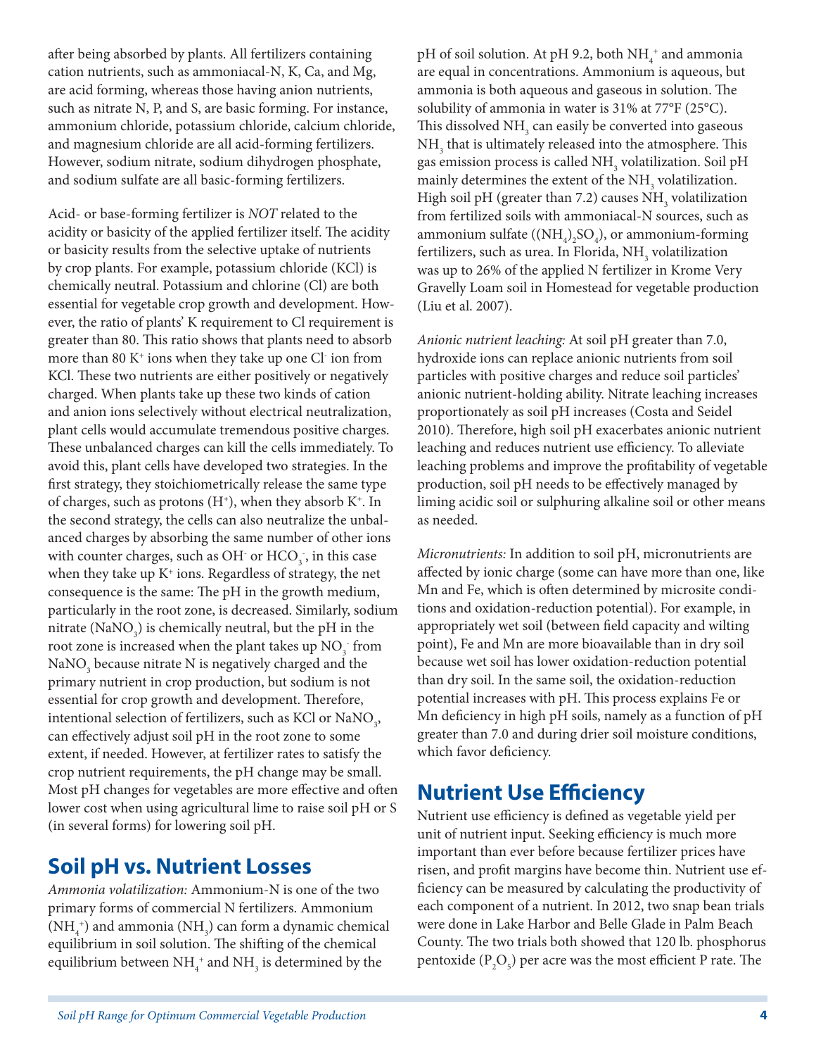after being absorbed by plants. All fertilizers containing cation nutrients, such as ammoniacal-N, K, Ca, and Mg, are acid forming, whereas those having anion nutrients, such as nitrate N, P, and S, are basic forming. For instance, ammonium chloride, potassium chloride, calcium chloride, and magnesium chloride are all acid-forming fertilizers. However, sodium nitrate, sodium dihydrogen phosphate, and sodium sulfate are all basic-forming fertilizers.

Acid- or base-forming fertilizer is *NOT* related to the acidity or basicity of the applied fertilizer itself. The acidity or basicity results from the selective uptake of nutrients by crop plants. For example, potassium chloride (KCl) is chemically neutral. Potassium and chlorine (Cl) are both essential for vegetable crop growth and development. However, the ratio of plants' K requirement to Cl requirement is greater than 80. This ratio shows that plants need to absorb more than 80 $K^-$ ions when they take up one $Cl^-$ ion from KCl. These two nutrients are either positively or negatively charged. When plants take up these two kinds of cation and anion ions selectively without electrical neutralization, plant cells would accumulate tremendous positive charges. These unbalanced charges can kill the cells immediately. To avoid this, plant cells have developed two strategies. In the first strategy, they stoichiometrically release the same type of charges, such as protons ($H^+$), when they absorb $K^+$. In the second strategy, the cells can also neutralize the unbalanced charges by absorbing the same number of other ions with counter charges, such as $OH^-$ or $HCO_3^-$, in this case when they take up $K^+$ ions. Regardless of strategy, the net consequence is the same: The pH in the growth medium, particularly in the root zone, is decreased. Similarly, sodium nitrate ($NaNO_3$) is chemically neutral, but the pH in the root zone is increased when the plant takes up $NO_3^-$ from $NaNO_3$ because nitrate N is negatively charged and the primary nutrient in crop production, but sodium is not essential for crop growth and development. Therefore, intentional selection of fertilizers, such as KCl or $NaNO_3$, can effectively adjust soil pH in the root zone to some extent, if needed. However, at fertilizer rates to satisfy the crop nutrient requirements, the pH change may be small. Most pH changes for vegetables are more effective and often lower cost when using agricultural lime to raise soil pH or S (in several forms) for lowering soil pH.

## Soil pH vs. Nutrient Losses

*Ammonia volatilization:* Ammonium-N is one of the two primary forms of commercial N fertilizers. Ammonium ($NH_4^+$) and ammonia ($NH_3$) can form a dynamic chemical equilibrium in soil solution. The shifting of the chemical equilibrium between $NH_4^+$ and $NH_3$ is determined by the pH of soil solution. At pH 9.2, both $NH_4^+$ and ammonia are equal in concentrations. Ammonium is aqueous, but ammonia is both aqueous and gaseous in solution. The solubility of ammonia in water is 31% at 77°F (25°C). This dissolved $NH_3$ can easily be converted into gaseous $NH_3$ that is ultimately released into the atmosphere. This gas emission process is called $NH_3$ volatilization. Soil pH mainly determines the extent of the $NH_3$ volatilization. High soil pH (greater than 7.2) causes $NH_3$ volatilization from fertilized soils with ammoniacal-N sources, such as ammonium sulfate ($(NH_4)_2SO_4$), or ammonium-forming fertilizers, such as urea. In Florida, $NH_3$ volatilization was up to 26% of the applied N fertilizer in Krome Very Gravelly Loam soil in Homestead for vegetable production (Liu et al. 2007).

*Anionic nutrient leaching:* At soil pH greater than 7.0, hydroxide ions can replace anionic nutrients from soil particles with positive charges and reduce soil particles' anionic nutrient-holding ability. Nitrate leaching increases proportionately as soil pH increases (Costa and Seidel 2010). Therefore, high soil pH exacerbates anionic nutrient leaching and reduces nutrient use efficiency. To alleviate leaching problems and improve the profitability of vegetable production, soil pH needs to be effectively managed by liming acidic soil or sulphuring alkaline soil or other means as needed.

*Micronutrients:* In addition to soil pH, micronutrients are affected by ionic charge (some can have more than one, like Mn and Fe, which is often determined by microsite conditions and oxidation-reduction potential). For example, in appropriately wet soil (between field capacity and wilting point), Fe and Mn are more bioavailable than in dry soil because wet soil has lower oxidation-reduction potential than dry soil. In the same soil, the oxidation-reduction potential increases with pH. This process explains Fe or Mn deficiency in high pH soils, namely as a function of pH greater than 7.0 and during drier soil moisture conditions, which favor deficiency.

## Nutrient Use Efficiency

Nutrient use efficiency is defined as vegetable yield per unit of nutrient input. Seeking efficiency is much more important than ever before because fertilizer prices have risen, and profit margins have become thin. Nutrient use efficiency can be measured by calculating the productivity of each component of a nutrient. In 2012, two snap bean trials were done in Lake Harbor and Belle Glade in Palm Beach County. The two trials both showed that 120 lb. phosphorus pentoxide ($P_2O_5$) per acre was the most efficient P rate. The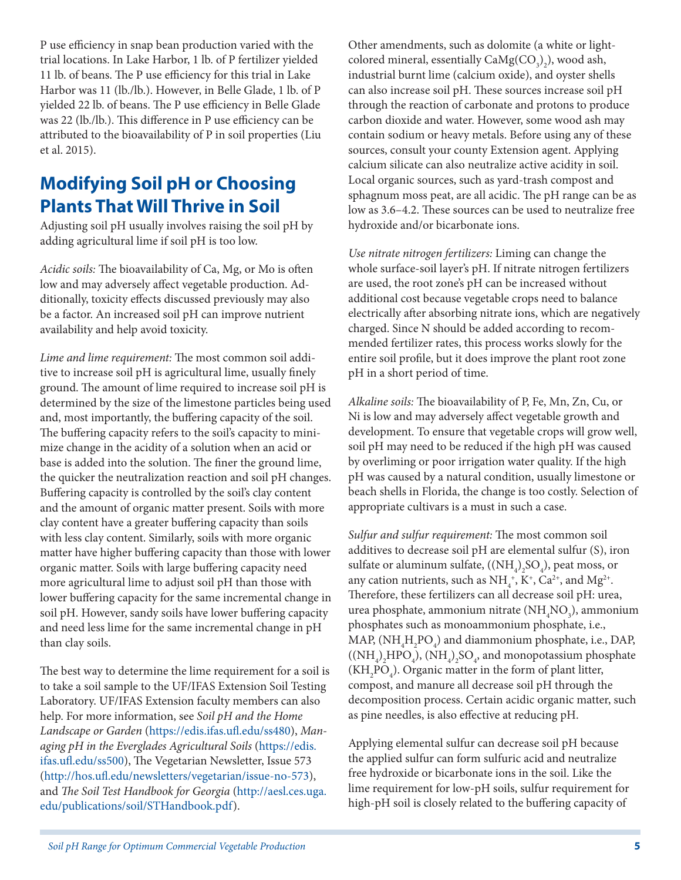P use efficiency in snap bean production varied with the trial locations. In Lake Harbor, 1 lb. of P fertilizer yielded 11 lb. of beans. The P use efficiency for this trial in Lake Harbor was 11 (lb./lb.). However, in Belle Glade, 1 lb. of P yielded 22 lb. of beans. The P use efficiency in Belle Glade was 22 (lb./lb.). This difference in P use efficiency can be attributed to the bioavailability of P in soil properties (Liu et al. 2015).

## Modifying Soil pH or Choosing Plants That Will Thrive in Soil

Adjusting soil pH usually involves raising the soil pH by adding agricultural lime if soil pH is too low.

*Acidic soils:* The bioavailability of Ca, Mg, or Mo is often low and may adversely affect vegetable production. Additionally, toxicity effects discussed previously may also be a factor. An increased soil pH can improve nutrient availability and help avoid toxicity.

*Lime and lime requirement:* The most common soil additive to increase soil pH is agricultural lime, usually finely ground. The amount of lime required to increase soil pH is determined by the size of the limestone particles being used and, most importantly, the buffering capacity of the soil. The buffering capacity refers to the soil's capacity to minimize change in the acidity of a solution when an acid or base is added into the solution. The finer the ground lime, the quicker the neutralization reaction and soil pH changes. Buffering capacity is controlled by the soil's clay content and the amount of organic matter present. Soils with more clay content have a greater buffering capacity than soils with less clay content. Similarly, soils with more organic matter have higher buffering capacity than those with lower organic matter. Soils with large buffering capacity need more agricultural lime to adjust soil pH than those with lower buffering capacity for the same incremental change in soil pH. However, sandy soils have lower buffering capacity and need less lime for the same incremental change in pH than clay soils.

The best way to determine the lime requirement for a soil is to take a soil sample to the UF/IFAS Extension Soil Testing Laboratory. UF/IFAS Extension faculty members can also help. For more information, see *Soil pH and the Home Landscape or Garden* (https://edis.ifas.ufl.edu/ss480), *Managing pH in the Everglades Agricultural Soils* (https://edis.ifas.ufl.edu/ss500), The Vegetarian Newsletter, Issue 573 (http://hos.ufl.edu/newsletters/vegetarian/issue-no-573), and *The Soil Test Handbook for Georgia* (http://aesl.ces.uga.edu/publications/soil/STHandbook.pdf).

Other amendments, such as dolomite (a white or light-colored mineral, essentially $CaMg(CO_3)_2$), wood ash, industrial burnt lime (calcium oxide), and oyster shells can also increase soil pH. These sources increase soil pH through the reaction of carbonate and protons to produce carbon dioxide and water. However, some wood ash may contain sodium or heavy metals. Before using any of these sources, consult your county Extension agent. Applying calcium silicate can also neutralize active acidity in soil. Local organic sources, such as yard-trash compost and sphagnum moss peat, are all acidic. The pH range can be as low as 3.6–4.2. These sources can be used to neutralize free hydroxide and/or bicarbonate ions.

*Use nitrate nitrogen fertilizers:* Liming can change the whole surface-soil layer's pH. If nitrate nitrogen fertilizers are used, the root zone's pH can be increased without additional cost because vegetable crops need to balance electrically after absorbing nitrate ions, which are negatively charged. Since N should be added according to recommended fertilizer rates, this process works slowly for the entire soil profile, but it does improve the plant root zone pH in a short period of time.

*Alkaline soils:* The bioavailability of P, Fe, Mn, Zn, Cu, or Ni is low and may adversely affect vegetable growth and development. To ensure that vegetable crops will grow well, soil pH may need to be reduced if the high pH was caused by overliming or poor irrigation water quality. If the high pH was caused by a natural condition, usually limestone or beach shells in Florida, the change is too costly. Selection of appropriate cultivars is a must in such a case.

*Sulfur and sulfur requirement:* The most common soil additives to decrease soil pH are elemental sulfur (S), iron sulfate or aluminum sulfate, ($(NH_4)_2SO_4$), peat moss, or any cation nutrients, such as $NH_4^+$, $K^+$, $Ca^{2+}$, and $Mg^{2+}$. Therefore, these fertilizers can all decrease soil pH: urea, urea phosphate, ammonium nitrate ($NH_4NO_3$), ammonium phosphates such as monoammonium phosphate, i.e., MAP, ($NH_4H_2PO_4$) and diammonium phosphate, i.e., DAP, ($(NH_4)_2HPO_4$), $(NH_4)_2SO_4$, and monopotassium phosphate ($KH_2PO_4$). Organic matter in the form of plant litter, compost, and manure all decrease soil pH through the decomposition process. Certain acidic organic matter, such as pine needles, is also effective at reducing pH.

Applying elemental sulfur can decrease soil pH because the applied sulfur can form sulfuric acid and neutralize free hydroxide or bicarbonate ions in the soil. Like the lime requirement for low-pH soils, sulfur requirement for high-pH soil is closely related to the buffering capacity of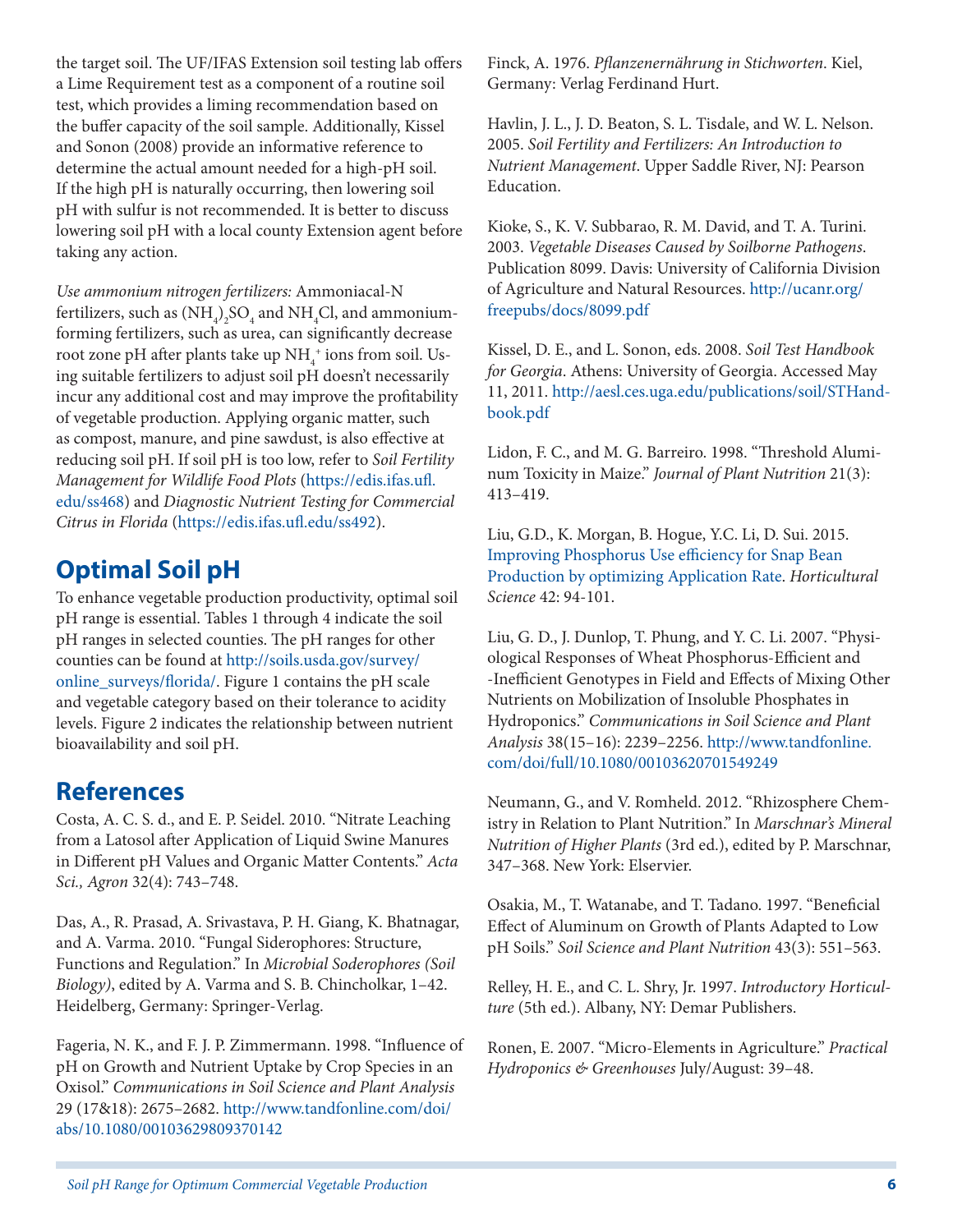the target soil. The UF/IFAS Extension soil testing lab offers a Lime Requirement test as a component of a routine soil test, which provides a liming recommendation based on the buffer capacity of the soil sample. Additionally, Kissel and Sonon (2008) provide an informative reference to determine the actual amount needed for a high-pH soil. If the high pH is naturally occurring, then lowering soil pH with sulfur is not recommended. It is better to discuss lowering soil pH with a local county Extension agent before taking any action.

*Use ammonium nitrogen fertilizers:* Ammoniacal-N fertilizers, such as $(NH_4)_2SO_4$ and $NH_4Cl$, and ammonium-forming fertilizers, such as urea, can significantly decrease root zone pH after plants take up $NH_4^+$ ions from soil. Using suitable fertilizers to adjust soil pH doesn't necessarily incur any additional cost and may improve the profitability of vegetable production. Applying organic matter, such as compost, manure, and pine sawdust, is also effective at reducing soil pH. If soil pH is too low, refer to *Soil Fertility Management for Wildlife Food Plots* (https://edis.ifas.ufl.edu/ss468) and *Diagnostic Nutrient Testing for Commercial Citrus in Florida* (https://edis.ifas.ufl.edu/ss492).

## Optimal Soil pH

To enhance vegetable production productivity, optimal soil pH range is essential. Tables 1 through 4 indicate the soil pH ranges in selected counties. The pH ranges for other counties can be found at http://soils.usda.gov/survey/online_surveys/florida/. Figure 1 contains the pH scale and vegetable category based on their tolerance to acidity levels. Figure 2 indicates the relationship between nutrient bioavailability and soil pH.

## References

Costa, A. C. S. d., and E. P. Seidel. 2010. "Nitrate Leaching from a Latosol after Application of Liquid Swine Manures in Different pH Values and Organic Matter Contents." *Acta Sci., Agron* 32(4): 743–748.

Das, A., R. Prasad, A. Srivastava, P. H. Giang, K. Bhatnagar, and A. Varma. 2010. "Fungal Siderophores: Structure, Functions and Regulation." In *Microbial Soderophores (Soil Biology)*, edited by A. Varma and S. B. Chincholkar, 1–42. Heidelberg, Germany: Springer-Verlag.

Fageria, N. K., and F. J. P. Zimmermann. 1998. "Influence of pH on Growth and Nutrient Uptake by Crop Species in an Oxisol." *Communications in Soil Science and Plant Analysis* 29 (17&18): 2675–2682. http://www.tandfonline.com/doi/abs/10.1080/00103629809370142

Finck, A. 1976. *Pflanzenernährung in Stichworten*. Kiel, Germany: Verlag Ferdinand Hurt.

Havlin, J. L., J. D. Beaton, S. L. Tisdale, and W. L. Nelson. 2005. *Soil Fertility and Fertilizers: An Introduction to Nutrient Management*. Upper Saddle River, NJ: Pearson Education.

Kioke, S., K. V. Subbarao, R. M. David, and T. A. Turini. 2003. *Vegetable Diseases Caused by Soilborne Pathogens*. Publication 8099. Davis: University of California Division of Agriculture and Natural Resources. http://ucanr.org/freepubs/docs/8099.pdf

Kissel, D. E., and L. Sonon, eds. 2008. *Soil Test Handbook for Georgia*. Athens: University of Georgia. Accessed May 11, 2011. http://aesl.ces.uga.edu/publications/soil/STHandbook.pdf

Lidon, F. C., and M. G. Barreiro. 1998. "Threshold Aluminum Toxicity in Maize." *Journal of Plant Nutrition* 21(3): 413–419.

Liu, G.D., K. Morgan, B. Hogue, Y.C. Li, D. Sui. 2015. Improving Phosphorus Use efficiency for Snap Bean Production by optimizing Application Rate. *Horticultural Science* 42: 94-101.

Liu, G. D., J. Dunlop, T. Phung, and Y. C. Li. 2007. "Physiological Responses of Wheat Phosphorus-Efficient and -Inefficient Genotypes in Field and Effects of Mixing Other Nutrients on Mobilization of Insoluble Phosphates in Hydroponics." *Communications in Soil Science and Plant Analysis* 38(15–16): 2239–2256. http://www.tandfonline.com/doi/full/10.1080/00103620701549249

Neumann, G., and V. Romheld. 2012. "Rhizosphere Chemistry in Relation to Plant Nutrition." In *Marschnar's Mineral Nutrition of Higher Plants* (3rd ed.), edited by P. Marschnar, 347–368. New York: Elservier.

Osakia, M., T. Watanabe, and T. Tadano. 1997. "Beneficial Effect of Aluminum on Growth of Plants Adapted to Low pH Soils." *Soil Science and Plant Nutrition* 43(3): 551–563.

Relley, H. E., and C. L. Shry, Jr. 1997. *Introductory Horticulture* (5th ed.). Albany, NY: Demar Publishers.

Ronen, E. 2007. "Micro-Elements in Agriculture." *Practical Hydroponics & Greenhouses* July/August: 39–48.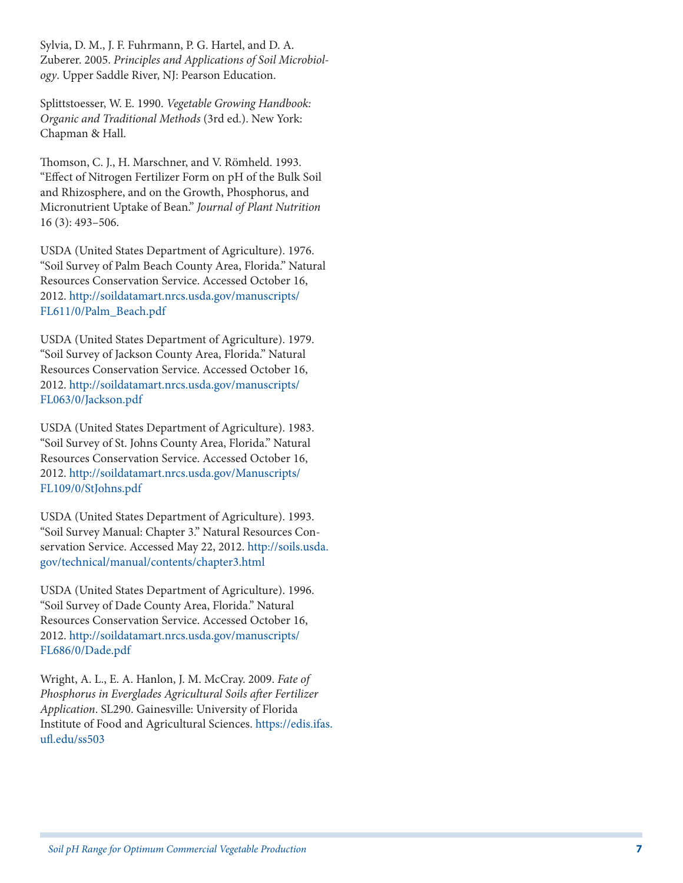Sylvia, D. M., J. F. Fuhrmann, P. G. Hartel, and D. A. Zuberer. 2005. *Principles and Applications of Soil Microbiology*. Upper Saddle River, NJ: Pearson Education.

Splittstoesser, W. E. 1990. *Vegetable Growing Handbook: Organic and Traditional Methods* (3rd ed.). New York: Chapman & Hall.

Thomson, C. J., H. Marschner, and V. Römheld. 1993. "Effect of Nitrogen Fertilizer Form on pH of the Bulk Soil and Rhizosphere, and on the Growth, Phosphorus, and Micronutrient Uptake of Bean." *Journal of Plant Nutrition* 16 (3): 493–506.

USDA (United States Department of Agriculture). 1976. "Soil Survey of Palm Beach County Area, Florida." Natural Resources Conservation Service. Accessed October 16, 2012. http://soildatamart.nrcs.usda.gov/manuscripts/FL611/0/Palm_Beach.pdf

USDA (United States Department of Agriculture). 1979. "Soil Survey of Jackson County Area, Florida." Natural Resources Conservation Service. Accessed October 16, 2012. http://soildatamart.nrcs.usda.gov/manuscripts/FL063/0/Jackson.pdf

USDA (United States Department of Agriculture). 1983. "Soil Survey of St. Johns County Area, Florida." Natural Resources Conservation Service. Accessed October 16, 2012. http://soildatamart.nrcs.usda.gov/Manuscripts/FL109/0/StJohns.pdf

USDA (United States Department of Agriculture). 1993. "Soil Survey Manual: Chapter 3." Natural Resources Conservation Service. Accessed May 22, 2012. http://soils.usda.gov/technical/manual/contents/chapter3.html

USDA (United States Department of Agriculture). 1996. "Soil Survey of Dade County Area, Florida." Natural Resources Conservation Service. Accessed October 16, 2012. http://soildatamart.nrcs.usda.gov/manuscripts/FL686/0/Dade.pdf

Wright, A. L., E. A. Hanlon, J. M. McCray. 2009. *Fate of Phosphorus in Everglades Agricultural Soils after Fertilizer Application*. SL290. Gainesville: University of Florida Institute of Food and Agricultural Sciences. https://edis.ifas.ufl.edu/ss503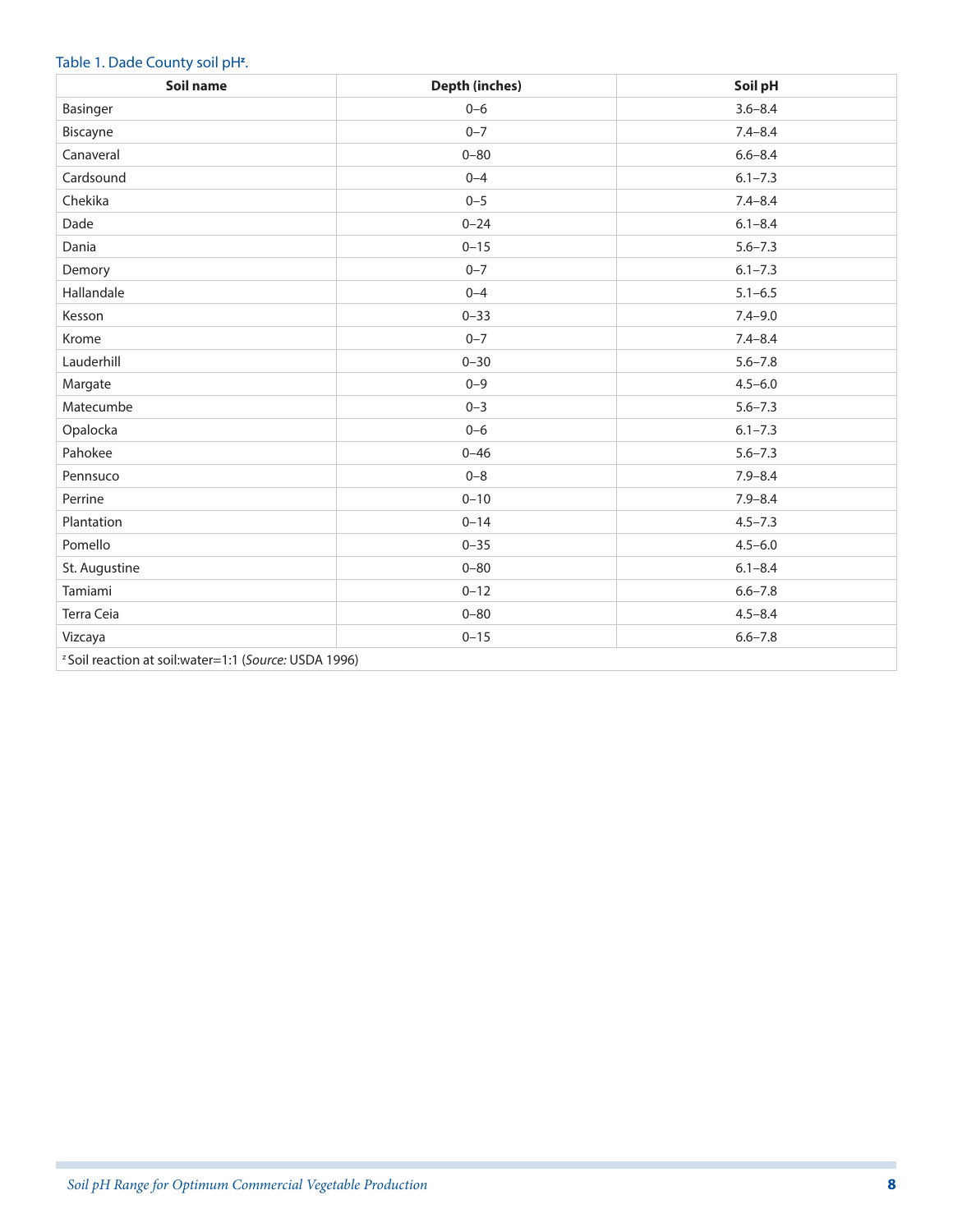Table 1. Dade County soil pH[z].

| Soil name | Depth (inches) | Soil pH |
|---|---|---|
| Basinger | 0–6 | 3.6–8.4 |
| Biscayne | 0–7 | 7.4–8.4 |
| Canaveral | 0–80 | 6.6–8.4 |
| Cardsound | 0–4 | 6.1–7.3 |
| Chekika | 0–5 | 7.4–8.4 |
| Dade | 0–24 | 6.1–8.4 |
| Dania | 0–15 | 5.6–7.3 |
| Demory | 0–7 | 6.1–7.3 |
| Hallandale | 0–4 | 5.1–6.5 |
| Kesson | 0–33 | 7.4–9.0 |
| Krome | 0–7 | 7.4–8.4 |
| Lauderhill | 0–30 | 5.6–7.8 |
| Margate | 0–9 | 4.5–6.0 |
| Matecumbe | 0–3 | 5.6–7.3 |
| Opalocka | 0–6 | 6.1–7.3 |
| Pahokee | 0–46 | 5.6–7.3 |
| Pennsuco | 0–8 | 7.9–8.4 |
| Perrine | 0–10 | 7.9–8.4 |
| Plantation | 0–14 | 4.5–7.3 |
| Pomello | 0–35 | 4.5–6.0 |
| St. Augustine | 0–80 | 6.1–8.4 |
| Tamiami | 0–12 | 6.6–7.8 |
| Terra Ceia | 0–80 | 4.5–8.4 |
| Vizcaya | 0–15 | 6.6–7.8 |

[z] Soil reaction at soil:water=1:1 (*Source:* USDA 1996)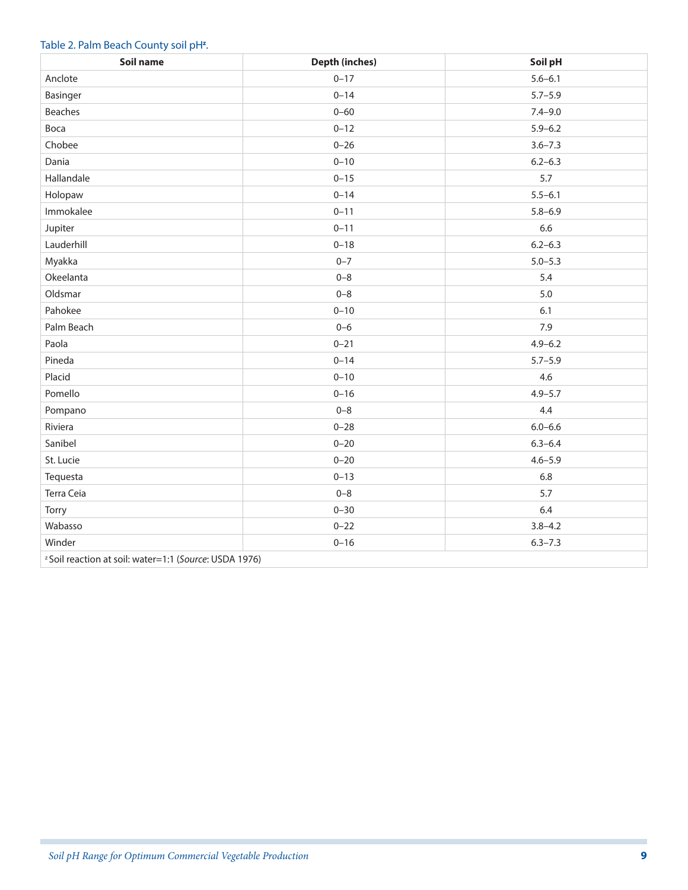Table 2. Palm Beach County soil pH[z].

| Soil name | Depth (inches) | Soil pH |
|---|---|---|
| Anclote | 0–17 | 5.6–6.1 |
| Basinger | 0–14 | 5.7–5.9 |
| Beaches | 0–60 | 7.4–9.0 |
| Boca | 0–12 | 5.9–6.2 |
| Chobee | 0–26 | 3.6–7.3 |
| Dania | 0–10 | 6.2–6.3 |
| Hallandale | 0–15 | 5.7 |
| Holopaw | 0–14 | 5.5–6.1 |
| Immokalee | 0–11 | 5.8–6.9 |
| Jupiter | 0–11 | 6.6 |
| Lauderhill | 0–18 | 6.2–6.3 |
| Myakka | 0–7 | 5.0–5.3 |
| Okeelanta | 0–8 | 5.4 |
| Oldsmar | 0–8 | 5.0 |
| Pahokee | 0–10 | 6.1 |
| Palm Beach | 0–6 | 7.9 |
| Paola | 0–21 | 4.9–6.2 |
| Pineda | 0–14 | 5.7–5.9 |
| Placid | 0–10 | 4.6 |
| Pomello | 0–16 | 4.9–5.7 |
| Pompano | 0–8 | 4.4 |
| Riviera | 0–28 | 6.0–6.6 |
| Sanibel | 0–20 | 6.3–6.4 |
| St. Lucie | 0–20 | 4.6–5.9 |
| Tequesta | 0–13 | 6.8 |
| Terra Ceia | 0–8 | 5.7 |
| Torry | 0–30 | 6.4 |
| Wabasso | 0–22 | 3.8–4.2 |
| Winder | 0–16 | 6.3–7.3 |

[z] Soil reaction at soil: water=1:1 (*Source*: USDA 1976)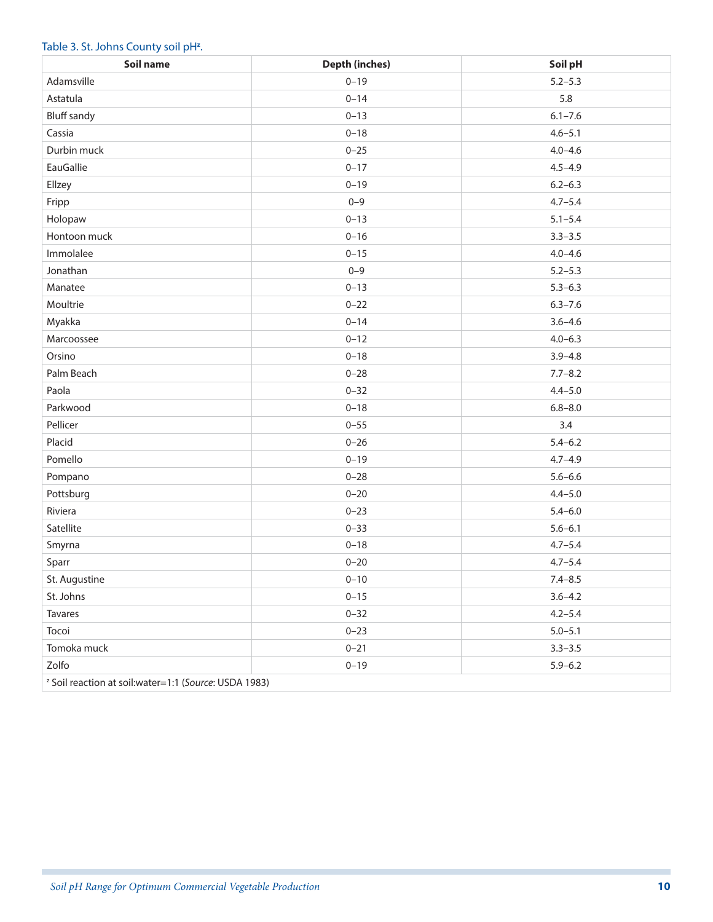Table 3. St. Johns County soil pH[z].

| Soil name | Depth (inches) | Soil pH |
|---|---|---|
| Adamsville | 0–19 | 5.2–5.3 |
| Astatula | 0–14 | 5.8 |
| Bluff sandy | 0–13 | 6.1–7.6 |
| Cassia | 0–18 | 4.6–5.1 |
| Durbin muck | 0–25 | 4.0–4.6 |
| EauGallie | 0–17 | 4.5–4.9 |
| Ellzey | 0–19 | 6.2–6.3 |
| Fripp | 0–9 | 4.7–5.4 |
| Holopaw | 0–13 | 5.1–5.4 |
| Hontoon muck | 0–16 | 3.3–3.5 |
| Immolalee | 0–15 | 4.0–4.6 |
| Jonathan | 0–9 | 5.2–5.3 |
| Manatee | 0–13 | 5.3–6.3 |
| Moultrie | 0–22 | 6.3–7.6 |
| Myakka | 0–14 | 3.6–4.6 |
| Marcoossee | 0–12 | 4.0–6.3 |
| Orsino | 0–18 | 3.9–4.8 |
| Palm Beach | 0–28 | 7.7–8.2 |
| Paola | 0–32 | 4.4–5.0 |
| Parkwood | 0–18 | 6.8–8.0 |
| Pellicer | 0–55 | 3.4 |
| Placid | 0–26 | 5.4–6.2 |
| Pomello | 0–19 | 4.7–4.9 |
| Pompano | 0–28 | 5.6–6.6 |
| Pottsburg | 0–20 | 4.4–5.0 |
| Riviera | 0–23 | 5.4–6.0 |
| Satellite | 0–33 | 5.6–6.1 |
| Smyrna | 0–18 | 4.7–5.4 |
| Sparr | 0–20 | 4.7–5.4 |
| St. Augustine | 0–10 | 7.4–8.5 |
| St. Johns | 0–15 | 3.6–4.2 |
| Tavares | 0–32 | 4.2–5.4 |
| Tocoi | 0–23 | 5.0–5.1 |
| Tomoka muck | 0–21 | 3.3–3.5 |
| Zolfo | 0–19 | 5.9–6.2 |

[z] Soil reaction at soil:water=1:1 (*Source*: USDA 1983)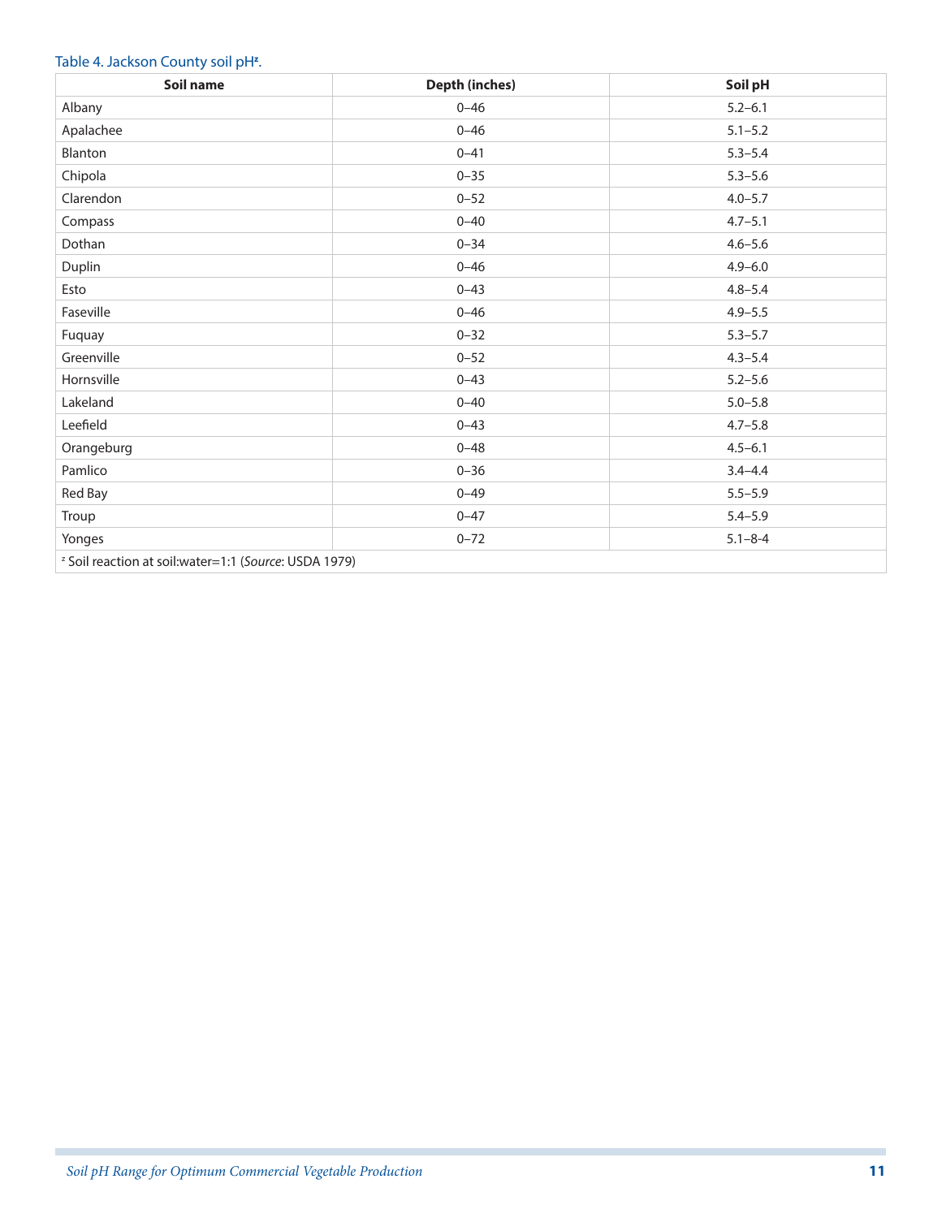Table 4. Jackson County soil pH[z].

| Soil name | Depth (inches) | Soil pH |
|---|---|---|
| Albany | 0–46 | 5.2–6.1 |
| Apalachee | 0–46 | 5.1–5.2 |
| Blanton | 0–41 | 5.3–5.4 |
| Chipola | 0–35 | 5.3–5.6 |
| Clarendon | 0–52 | 4.0–5.7 |
| Compass | 0–40 | 4.7–5.1 |
| Dothan | 0–34 | 4.6–5.6 |
| Duplin | 0–46 | 4.9–6.0 |
| Esto | 0–43 | 4.8–5.4 |
| Faseville | 0–46 | 4.9–5.5 |
| Fuquay | 0–32 | 5.3–5.7 |
| Greenville | 0–52 | 4.3–5.4 |
| Hornsville | 0–43 | 5.2–5.6 |
| Lakeland | 0–40 | 5.0–5.8 |
| Leefield | 0–43 | 4.7–5.8 |
| Orangeburg | 0–48 | 4.5–6.1 |
| Pamlico | 0–36 | 3.4–4.4 |
| Red Bay | 0–49 | 5.5–5.9 |
| Troup | 0–47 | 5.4–5.9 |
| Yonges | 0–72 | 5.1–8-4 |

[z] Soil reaction at soil:water=1:1 (*Source*: USDA 1979)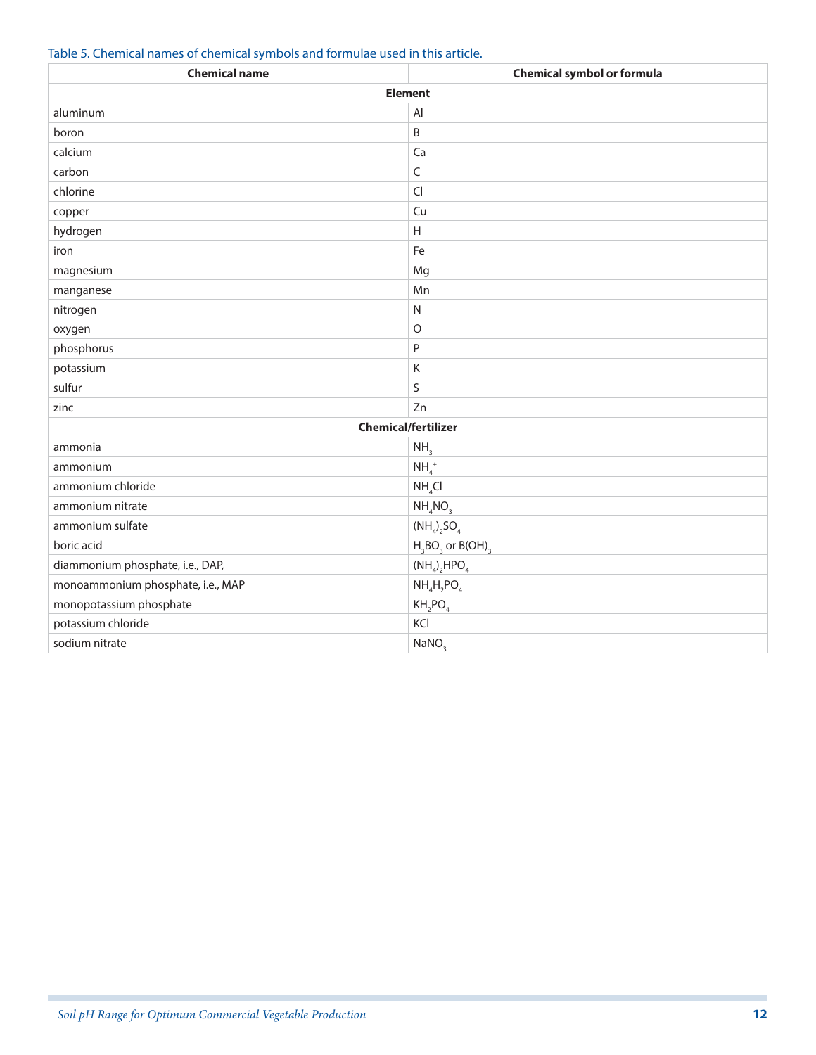Table 5. Chemical names of chemical symbols and formulae used in this article.

| Chemical name | Chemical symbol or formula |
|---|---|
| **Element** | |
| aluminum | Al |
| boron | B |
| calcium | Ca |
| carbon | C |
| chlorine | Cl |
| copper | Cu |
| hydrogen | H |
| iron | Fe |
| magnesium | Mg |
| manganese | Mn |
| nitrogen | N |
| oxygen | O |
| phosphorus | P |
| potassium | K |
| sulfur | S |
| zinc | Zn |
| **Chemical/fertilizer** | |
| ammonia | $NH_3$ |
| ammonium | $NH_4^+$ |
| ammonium chloride | $NH_4Cl$ |
| ammonium nitrate | $NH_4NO_3$ |
| ammonium sulfate | $(NH_4)_2SO_4$ |
| boric acid | $H_3BO_3$ or $B(OH)_3$ |
| diammonium phosphate, i.e., DAP, | $(NH_4)_2HPO_4$ |
| monoammonium phosphate, i.e., MAP | $NH_4H_2PO_4$ |
| monopotassium phosphate | $KH_2PO_4$ |
| potassium chloride | KCl |
| sodium nitrate | $NaNO_3$ |